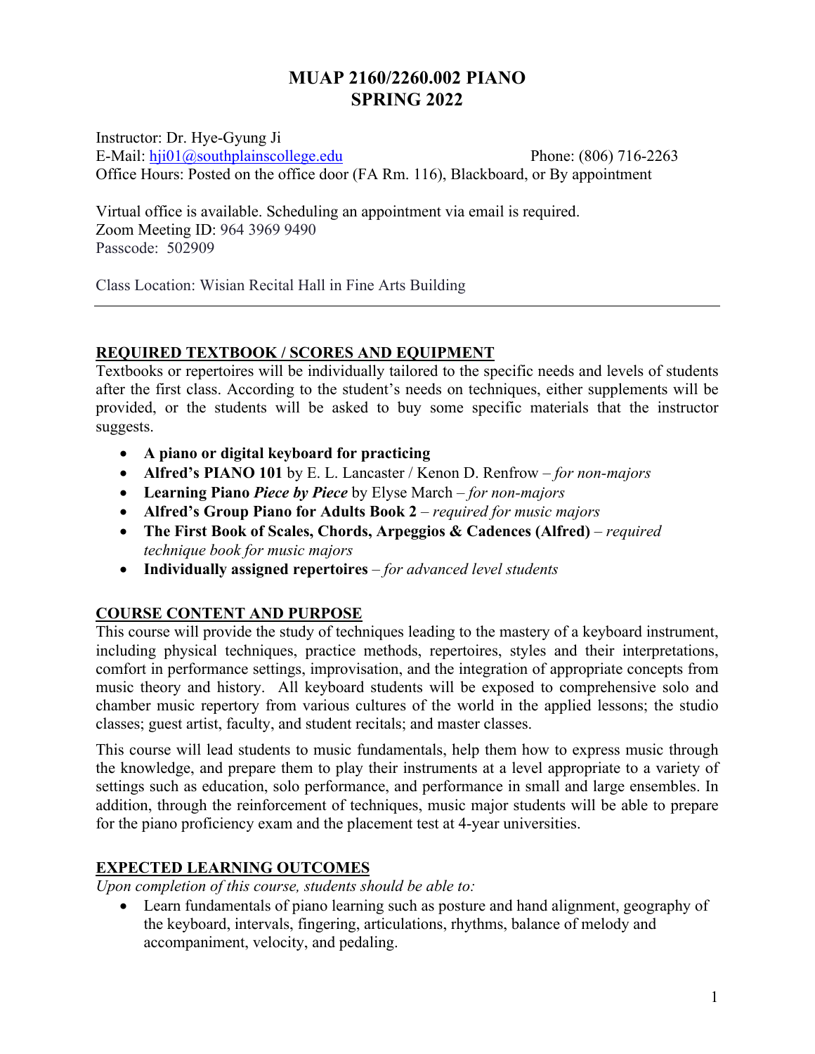# MUAP 2160/2260.002 PIANO
# SPRING 2022

Instructor: Dr. Hye-Gyung Ji
E-Mail: hji01@southplainscollege.edu Phone: (806) 716-2263
Office Hours: Posted on the office door (FA Rm. 116), Blackboard, or By appointment

Virtual office is available. Scheduling an appointment via email is required.
Zoom Meeting ID: 964 3969 9490
Passcode: 502909

Class Location: Wisian Recital Hall in Fine Arts Building

---

## REQUIRED TEXTBOOK / SCORES AND EQUIPMENT

Textbooks or repertoires will be individually tailored to the specific needs and levels of students after the first class. According to the student's needs on techniques, either supplements will be provided, or the students will be asked to buy some specific materials that the instructor suggests.

- **A piano or digital keyboard for practicing**
- **Alfred's PIANO 101** by E. L. Lancaster / Kenon D. Renfrow – *for non-majors*
- **Learning Piano *Piece by Piece*** by Elyse March – *for non-majors*
- **Alfred's Group Piano for Adults Book 2** – *required for music majors*
- **The First Book of Scales, Chords, Arpeggios & Cadences (Alfred)** – *required technique book for music majors*
- **Individually assigned repertoires** – *for advanced level students*

## COURSE CONTENT AND PURPOSE

This course will provide the study of techniques leading to the mastery of a keyboard instrument, including physical techniques, practice methods, repertoires, styles and their interpretations, comfort in performance settings, improvisation, and the integration of appropriate concepts from music theory and history. All keyboard students will be exposed to comprehensive solo and chamber music repertory from various cultures of the world in the applied lessons; the studio classes; guest artist, faculty, and student recitals; and master classes.

This course will lead students to music fundamentals, help them how to express music through the knowledge, and prepare them to play their instruments at a level appropriate to a variety of settings such as education, solo performance, and performance in small and large ensembles. In addition, through the reinforcement of techniques, music major students will be able to prepare for the piano proficiency exam and the placement test at 4-year universities.

## EXPECTED LEARNING OUTCOMES

*Upon completion of this course, students should be able to:*

- Learn fundamentals of piano learning such as posture and hand alignment, geography of the keyboard, intervals, fingering, articulations, rhythms, balance of melody and accompaniment, velocity, and pedaling.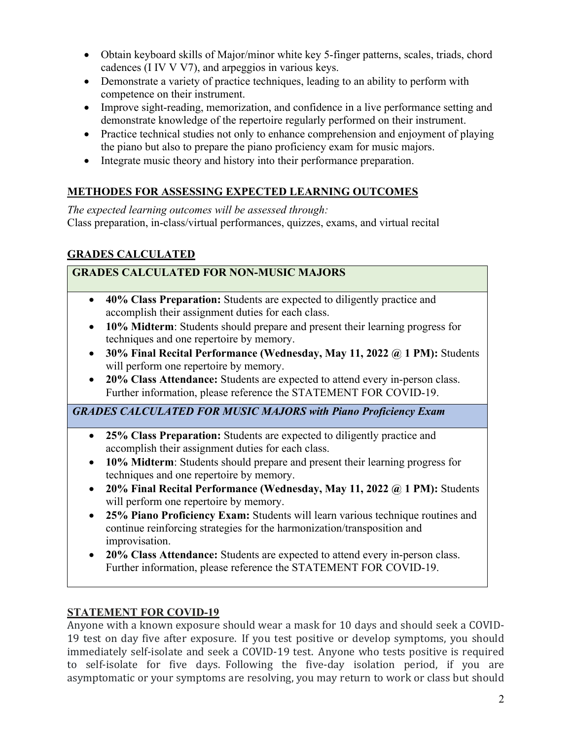- Obtain keyboard skills of Major/minor white key 5-finger patterns, scales, triads, chord cadences (I IV V V7), and arpeggios in various keys.
- Demonstrate a variety of practice techniques, leading to an ability to perform with competence on their instrument.
- Improve sight-reading, memorization, and confidence in a live performance setting and demonstrate knowledge of the repertoire regularly performed on their instrument.
- Practice technical studies not only to enhance comprehension and enjoyment of playing the piano but also to prepare the piano proficiency exam for music majors.
- Integrate music theory and history into their performance preparation.

## METHODES FOR ASSESSING EXPECTED LEARNING OUTCOMES

*The expected learning outcomes will be assessed through:*
Class preparation, in-class/virtual performances, quizzes, exams, and virtual recital

## GRADES CALCULATED

### GRADES CALCULATED FOR NON-MUSIC MAJORS

- **40% Class Preparation:** Students are expected to diligently practice and accomplish their assignment duties for each class.
- **10% Midterm**: Students should prepare and present their learning progress for techniques and one repertoire by memory.
- **30% Final Recital Performance (Wednesday, May 11, 2022 @ 1 PM):** Students will perform one repertoire by memory.
- **20% Class Attendance:** Students are expected to attend every in-person class. Further information, please reference the STATEMENT FOR COVID-19.

### *GRADES CALCULATED FOR MUSIC MAJORS with Piano Proficiency Exam*

- **25% Class Preparation:** Students are expected to diligently practice and accomplish their assignment duties for each class.
- **10% Midterm**: Students should prepare and present their learning progress for techniques and one repertoire by memory.
- **20% Final Recital Performance (Wednesday, May 11, 2022 @ 1 PM):** Students will perform one repertoire by memory.
- **25% Piano Proficiency Exam:** Students will learn various technique routines and continue reinforcing strategies for the harmonization/transposition and improvisation.
- **20% Class Attendance:** Students are expected to attend every in-person class. Further information, please reference the STATEMENT FOR COVID-19.

## STATEMENT FOR COVID-19

Anyone with a known exposure should wear a mask for 10 days and should seek a COVID-19 test on day five after exposure. If you test positive or develop symptoms, you should immediately self-isolate and seek a COVID-19 test. Anyone who tests positive is required to self-isolate for five days. Following the five-day isolation period, if you are asymptomatic or your symptoms are resolving, you may return to work or class but should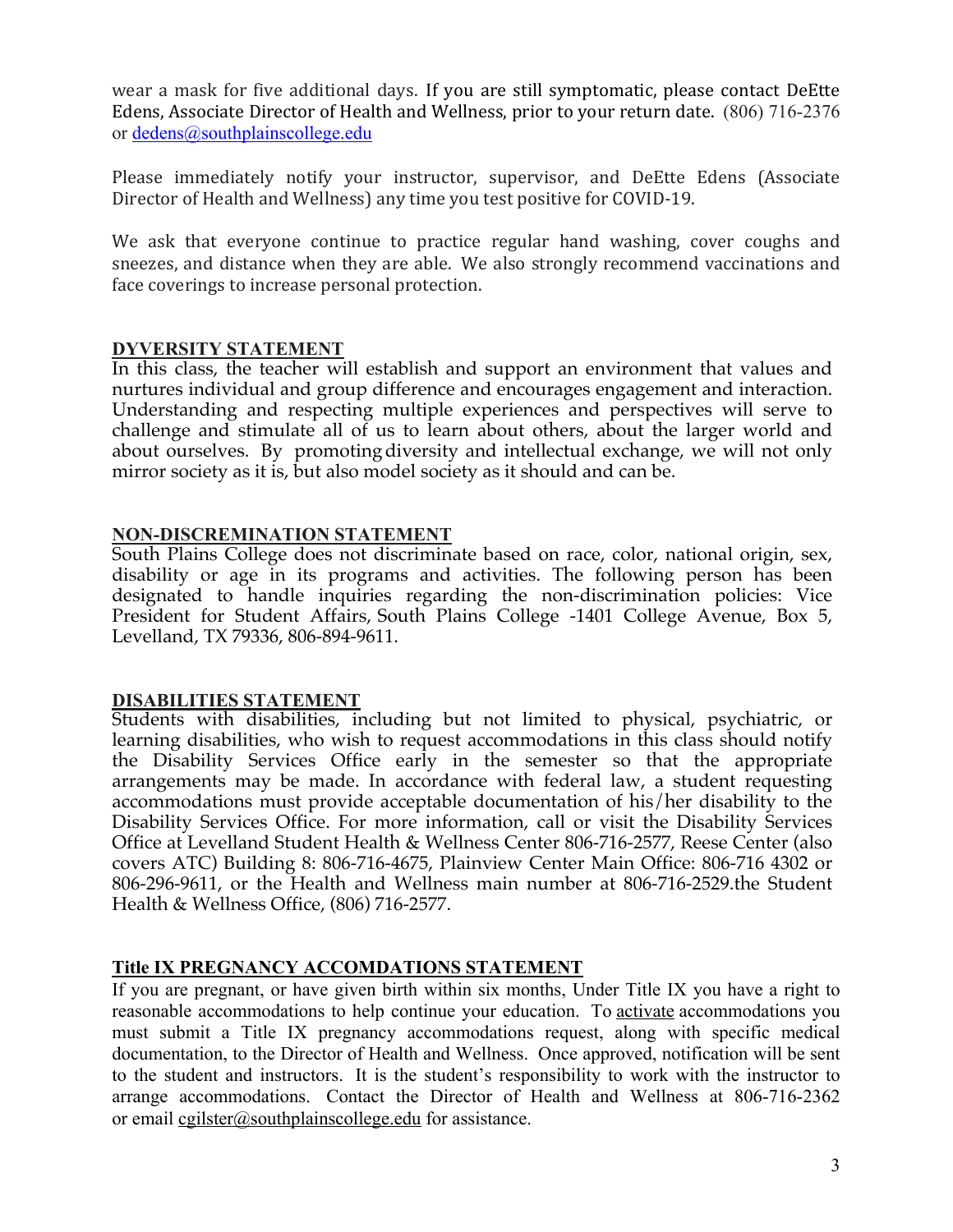wear a mask for five additional days. If you are still symptomatic, please contact DeEtte Edens, Associate Director of Health and Wellness, prior to your return date. (806) 716-2376 or dedens@southplainscollege.edu

Please immediately notify your instructor, supervisor, and DeEtte Edens (Associate Director of Health and Wellness) any time you test positive for COVID-19.

We ask that everyone continue to practice regular hand washing, cover coughs and sneezes, and distance when they are able. We also strongly recommend vaccinations and face coverings to increase personal protection.

## DYVERSITY STATEMENT

In this class, the teacher will establish and support an environment that values and nurtures individual and group difference and encourages engagement and interaction. Understanding and respecting multiple experiences and perspectives will serve to challenge and stimulate all of us to learn about others, about the larger world and about ourselves. By promoting diversity and intellectual exchange, we will not only mirror society as it is, but also model society as it should and can be.

## NON-DISCREMINATION STATEMENT

South Plains College does not discriminate based on race, color, national origin, sex, disability or age in its programs and activities. The following person has been designated to handle inquiries regarding the non-discrimination policies: Vice President for Student Affairs, South Plains College -1401 College Avenue, Box 5, Levelland, TX 79336, 806-894-9611.

## DISABILITIES STATEMENT

Students with disabilities, including but not limited to physical, psychiatric, or learning disabilities, who wish to request accommodations in this class should notify the Disability Services Office early in the semester so that the appropriate arrangements may be made. In accordance with federal law, a student requesting accommodations must provide acceptable documentation of his/her disability to the Disability Services Office. For more information, call or visit the Disability Services Office at Levelland Student Health & Wellness Center 806-716-2577, Reese Center (also covers ATC) Building 8: 806-716-4675, Plainview Center Main Office: 806-716 4302 or 806-296-9611, or the Health and Wellness main number at 806-716-2529.the Student Health & Wellness Office, (806) 716-2577.

## Title IX PREGNANCY ACCOMDATIONS STATEMENT

If you are pregnant, or have given birth within six months, Under Title IX you have a right to reasonable accommodations to help continue your education. To activate accommodations you must submit a Title IX pregnancy accommodations request, along with specific medical documentation, to the Director of Health and Wellness. Once approved, notification will be sent to the student and instructors. It is the student's responsibility to work with the instructor to arrange accommodations. Contact the Director of Health and Wellness at 806-716-2362 or email cgilster@southplainscollege.edu for assistance.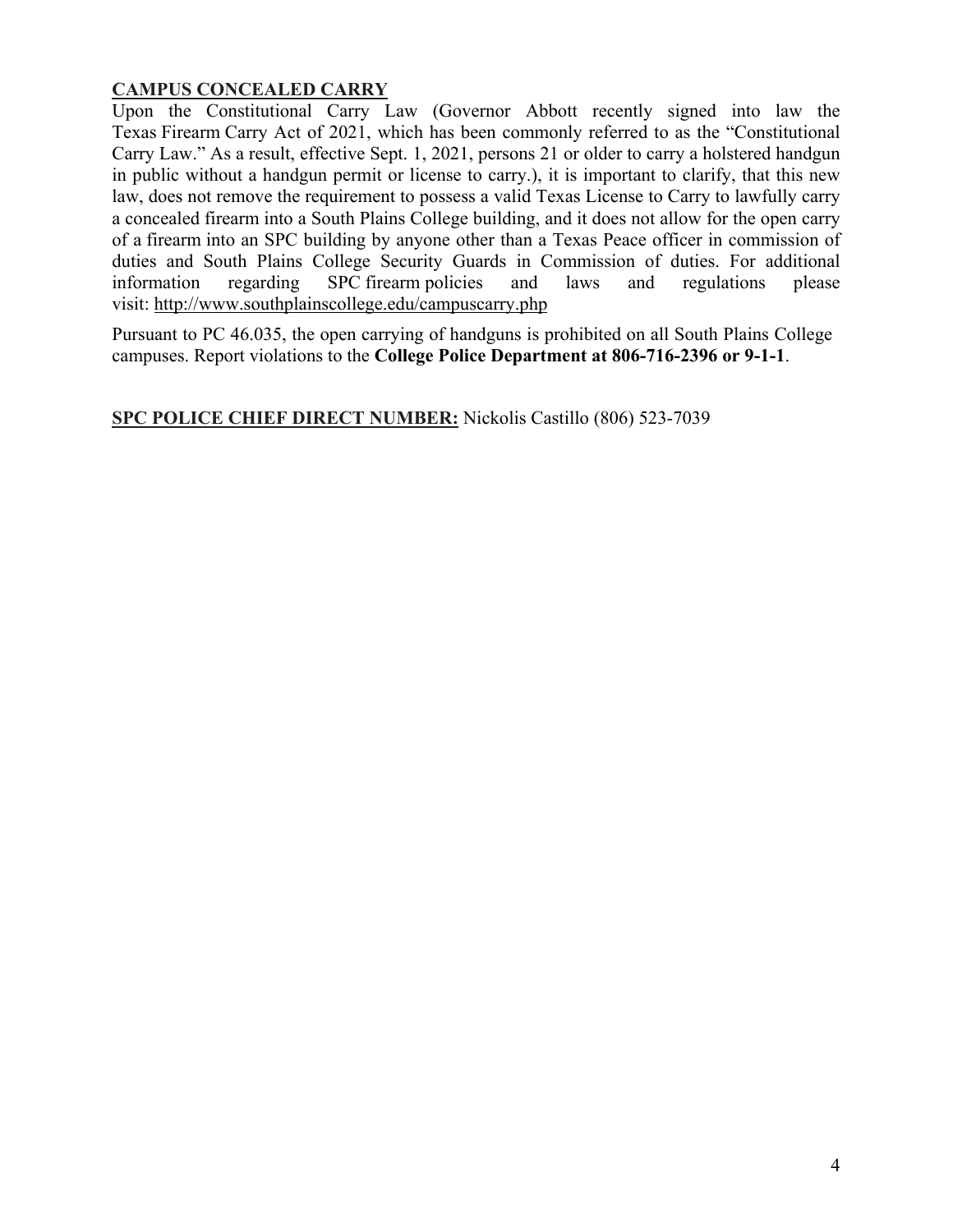**CAMPUS CONCEALED CARRY**

Upon the Constitutional Carry Law (Governor Abbott recently signed into law the Texas Firearm Carry Act of 2021, which has been commonly referred to as the "Constitutional Carry Law." As a result, effective Sept. 1, 2021, persons 21 or older to carry a holstered handgun in public without a handgun permit or license to carry.), it is important to clarify, that this new law, does not remove the requirement to possess a valid Texas License to Carry to lawfully carry a concealed firearm into a South Plains College building, and it does not allow for the open carry of a firearm into an SPC building by anyone other than a Texas Peace officer in commission of duties and South Plains College Security Guards in Commission of duties. For additional information regarding SPC firearm policies and laws and regulations please visit: http://www.southplainscollege.edu/campuscarry.php

Pursuant to PC 46.035, the open carrying of handguns is prohibited on all South Plains College campuses. Report violations to the **College Police Department at 806-716-2396 or 9-1-1**.

**SPC POLICE CHIEF DIRECT NUMBER:** Nickolis Castillo (806) 523-7039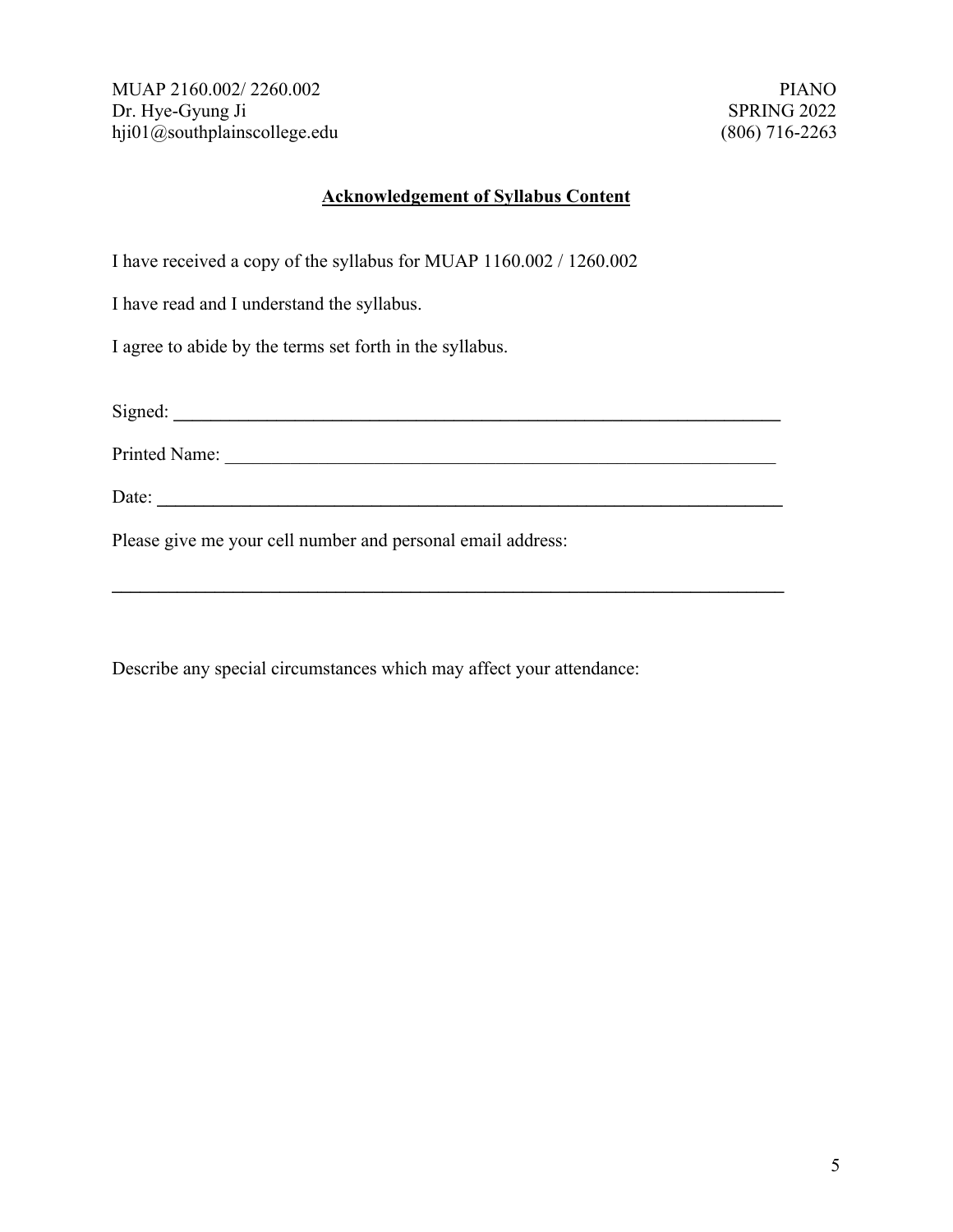MUAP 2160.002/ 2260.002 PIANO
Dr. Hye-Gyung Ji SPRING 2022
hji01@southplainscollege.edu (806) 716-2263

## Acknowledgement of Syllabus Content

I have received a copy of the syllabus for MUAP 1160.002 / 1260.002

I have read and I understand the syllabus.

I agree to abide by the terms set forth in the syllabus.

Signed: ____________________________________________________________

Printed Name: ______________________________________________________

Date: ______________________________________________________________

Please give me your cell number and personal email address:

____________________________________________________________________

Describe any special circumstances which may affect your attendance: